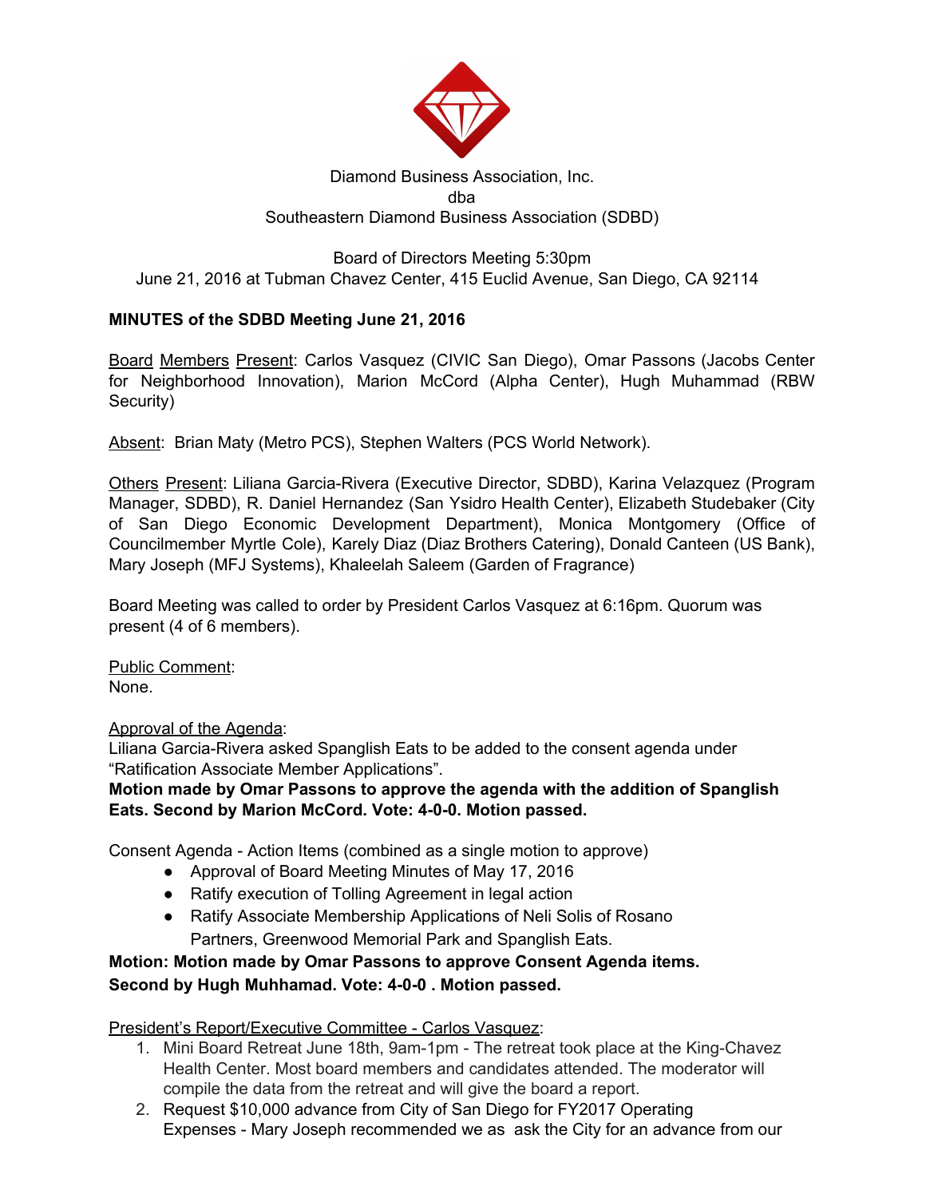Diamond Business Association, Inc.
dba
Southeastern Diamond Business Association (SDBD)

Board of Directors Meeting 5:30pm
June 21, 2016 at Tubman Chavez Center, 415 Euclid Avenue, San Diego, CA 92114

**MINUTES of the SDBD Meeting June 21, 2016**

Board Members Present: Carlos Vasquez (CIVIC San Diego), Omar Passons (Jacobs Center for Neighborhood Innovation), Marion McCord (Alpha Center), Hugh Muhammad (RBW Security)

Absent: Brian Maty (Metro PCS), Stephen Walters (PCS World Network).

Others Present: Liliana Garcia-Rivera (Executive Director, SDBD), Karina Velazquez (Program Manager, SDBD), R. Daniel Hernandez (San Ysidro Health Center), Elizabeth Studebaker (City of San Diego Economic Development Department), Monica Montgomery (Office of Councilmember Myrtle Cole), Karely Diaz (Diaz Brothers Catering), Donald Canteen (US Bank), Mary Joseph (MFJ Systems), Khaleelah Saleem (Garden of Fragrance)

Board Meeting was called to order by President Carlos Vasquez at 6:16pm. Quorum was present (4 of 6 members).

Public Comment:
None.

Approval of the Agenda:
Liliana Garcia-Rivera asked Spanglish Eats to be added to the consent agenda under "Ratification Associate Member Applications".
**Motion made by Omar Passons to approve the agenda with the addition of Spanglish Eats. Second by Marion McCord. Vote: 4-0-0. Motion passed.**

Consent Agenda - Action Items (combined as a single motion to approve)

- Approval of Board Meeting Minutes of May 17, 2016
- Ratify execution of Tolling Agreement in legal action
- Ratify Associate Membership Applications of Neli Solis of Rosano Partners, Greenwood Memorial Park and Spanglish Eats.

**Motion: Motion made by Omar Passons to approve Consent Agenda items. Second by Hugh Muhhamad. Vote: 4-0-0 . Motion passed.**

President's Report/Executive Committee - Carlos Vasquez:

1. Mini Board Retreat June 18th, 9am-1pm - The retreat took place at the King-Chavez Health Center. Most board members and candidates attended. The moderator will compile the data from the retreat and will give the board a report.
2. Request $10,000 advance from City of San Diego for FY2017 Operating Expenses - Mary Joseph recommended we as ask the City for an advance from our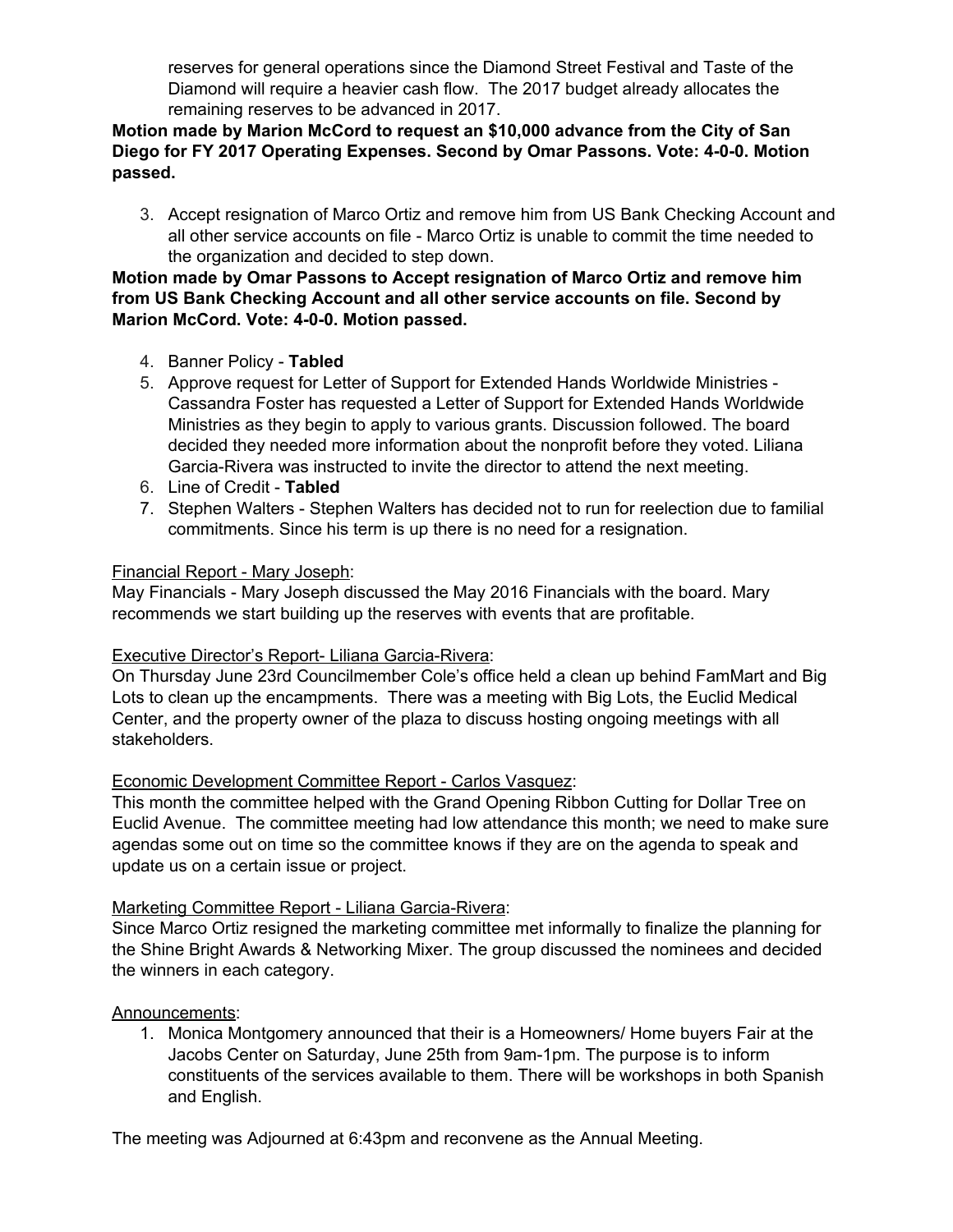reserves for general operations since the Diamond Street Festival and Taste of the Diamond will require a heavier cash flow. The 2017 budget already allocates the remaining reserves to be advanced in 2017.

**Motion made by Marion McCord to request an $10,000 advance from the City of San Diego for FY 2017 Operating Expenses. Second by Omar Passons. Vote: 4-0-0. Motion passed.**

3. Accept resignation of Marco Ortiz and remove him from US Bank Checking Account and all other service accounts on file - Marco Ortiz is unable to commit the time needed to the organization and decided to step down.

**Motion made by Omar Passons to Accept resignation of Marco Ortiz and remove him from US Bank Checking Account and all other service accounts on file. Second by Marion McCord. Vote: 4-0-0. Motion passed.**

4. Banner Policy - **Tabled**
5. Approve request for Letter of Support for Extended Hands Worldwide Ministries - Cassandra Foster has requested a Letter of Support for Extended Hands Worldwide Ministries as they begin to apply to various grants. Discussion followed. The board decided they needed more information about the nonprofit before they voted. Liliana Garcia-Rivera was instructed to invite the director to attend the next meeting.
6. Line of Credit - **Tabled**
7. Stephen Walters - Stephen Walters has decided not to run for reelection due to familial commitments. Since his term is up there is no need for a resignation.

<u>Financial Report - Mary Joseph</u>:

May Financials - Mary Joseph discussed the May 2016 Financials with the board. Mary recommends we start building up the reserves with events that are profitable.

<u>Executive Director's Report- Liliana Garcia-Rivera</u>:

On Thursday June 23rd Councilmember Cole's office held a clean up behind FamMart and Big Lots to clean up the encampments. There was a meeting with Big Lots, the Euclid Medical Center, and the property owner of the plaza to discuss hosting ongoing meetings with all stakeholders.

<u>Economic Development Committee Report - Carlos Vasquez</u>:

This month the committee helped with the Grand Opening Ribbon Cutting for Dollar Tree on Euclid Avenue. The committee meeting had low attendance this month; we need to make sure agendas some out on time so the committee knows if they are on the agenda to speak and update us on a certain issue or project.

<u>Marketing Committee Report - Liliana Garcia-Rivera</u>:

Since Marco Ortiz resigned the marketing committee met informally to finalize the planning for the Shine Bright Awards & Networking Mixer. The group discussed the nominees and decided the winners in each category.

<u>Announcements</u>:

1. Monica Montgomery announced that their is a Homeowners/ Home buyers Fair at the Jacobs Center on Saturday, June 25th from 9am-1pm. The purpose is to inform constituents of the services available to them. There will be workshops in both Spanish and English.

The meeting was Adjourned at 6:43pm and reconvene as the Annual Meeting.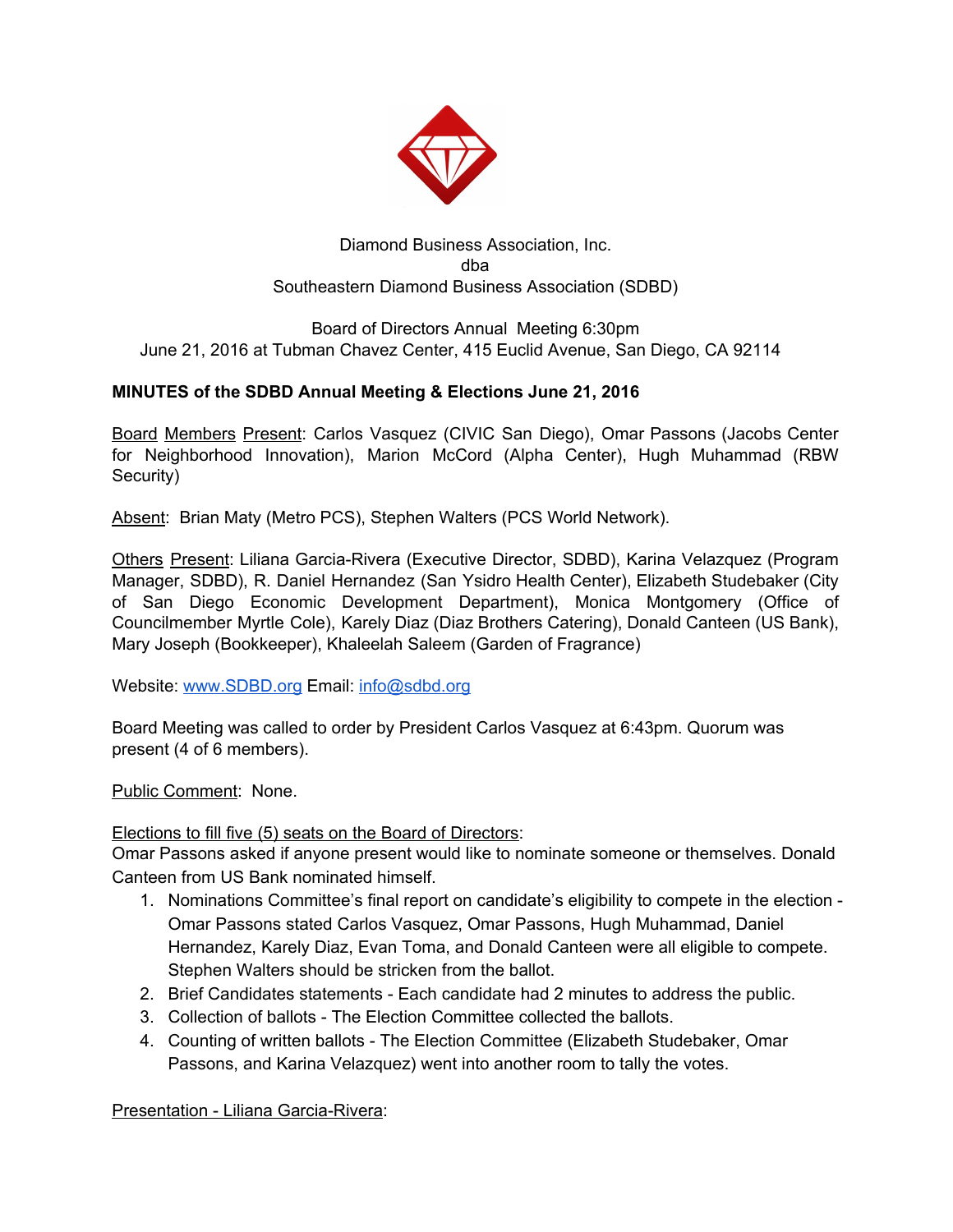Diamond Business Association, Inc.
dba
Southeastern Diamond Business Association (SDBD)

Board of Directors Annual Meeting 6:30pm
June 21, 2016 at Tubman Chavez Center, 415 Euclid Avenue, San Diego, CA 92114

**MINUTES of the SDBD Annual Meeting & Elections June 21, 2016**

Board Members Present: Carlos Vasquez (CIVIC San Diego), Omar Passons (Jacobs Center for Neighborhood Innovation), Marion McCord (Alpha Center), Hugh Muhammad (RBW Security)

Absent: Brian Maty (Metro PCS), Stephen Walters (PCS World Network).

Others Present: Liliana Garcia-Rivera (Executive Director, SDBD), Karina Velazquez (Program Manager, SDBD), R. Daniel Hernandez (San Ysidro Health Center), Elizabeth Studebaker (City of San Diego Economic Development Department), Monica Montgomery (Office of Councilmember Myrtle Cole), Karely Diaz (Diaz Brothers Catering), Donald Canteen (US Bank), Mary Joseph (Bookkeeper), Khaleelah Saleem (Garden of Fragrance)

Website: www.SDBD.org Email: info@sdbd.org

Board Meeting was called to order by President Carlos Vasquez at 6:43pm. Quorum was present (4 of 6 members).

Public Comment: None.

Elections to fill five (5) seats on the Board of Directors:
Omar Passons asked if anyone present would like to nominate someone or themselves. Donald Canteen from US Bank nominated himself.

1. Nominations Committee's final report on candidate's eligibility to compete in the election - Omar Passons stated Carlos Vasquez, Omar Passons, Hugh Muhammad, Daniel Hernandez, Karely Diaz, Evan Toma, and Donald Canteen were all eligible to compete. Stephen Walters should be stricken from the ballot.
2. Brief Candidates statements - Each candidate had 2 minutes to address the public.
3. Collection of ballots - The Election Committee collected the ballots.
4. Counting of written ballots - The Election Committee (Elizabeth Studebaker, Omar Passons, and Karina Velazquez) went into another room to tally the votes.

Presentation - Liliana Garcia-Rivera: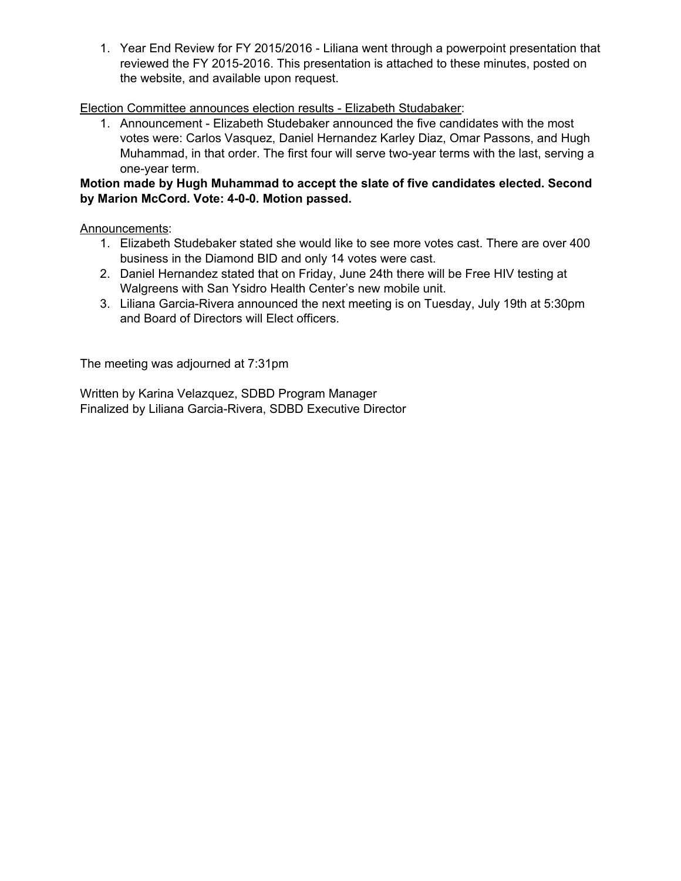1. Year End Review for FY 2015/2016 - Liliana went through a powerpoint presentation that reviewed the FY 2015-2016. This presentation is attached to these minutes, posted on the website, and available upon request.

Election Committee announces election results - Elizabeth Studabaker:

1. Announcement - Elizabeth Studebaker announced the five candidates with the most votes were: Carlos Vasquez, Daniel Hernandez Karley Diaz, Omar Passons, and Hugh Muhammad, in that order. The first four will serve two-year terms with the last, serving a one-year term.

**Motion made by Hugh Muhammad to accept the slate of five candidates elected. Second by Marion McCord. Vote: 4-0-0. Motion passed.**

Announcements:

1. Elizabeth Studebaker stated she would like to see more votes cast. There are over 400 business in the Diamond BID and only 14 votes were cast.
2. Daniel Hernandez stated that on Friday, June 24th there will be Free HIV testing at Walgreens with San Ysidro Health Center's new mobile unit.
3. Liliana Garcia-Rivera announced the next meeting is on Tuesday, July 19th at 5:30pm and Board of Directors will Elect officers.

The meeting was adjourned at 7:31pm

Written by Karina Velazquez, SDBD Program Manager
Finalized by Liliana Garcia-Rivera, SDBD Executive Director